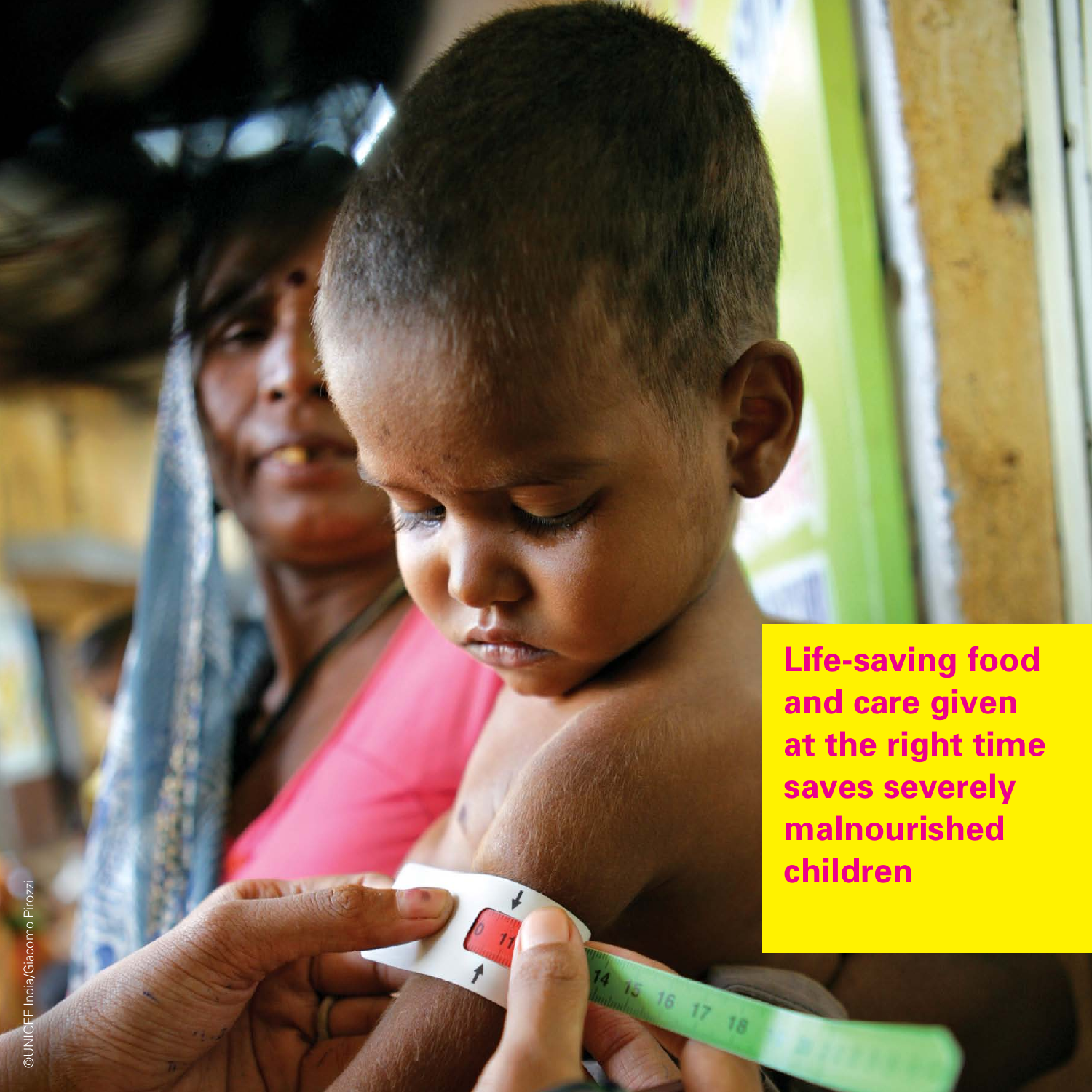**Life-saving food and care given at the right time saves severely malnourished children**

©UNICEF India/Giacomo Pirozzi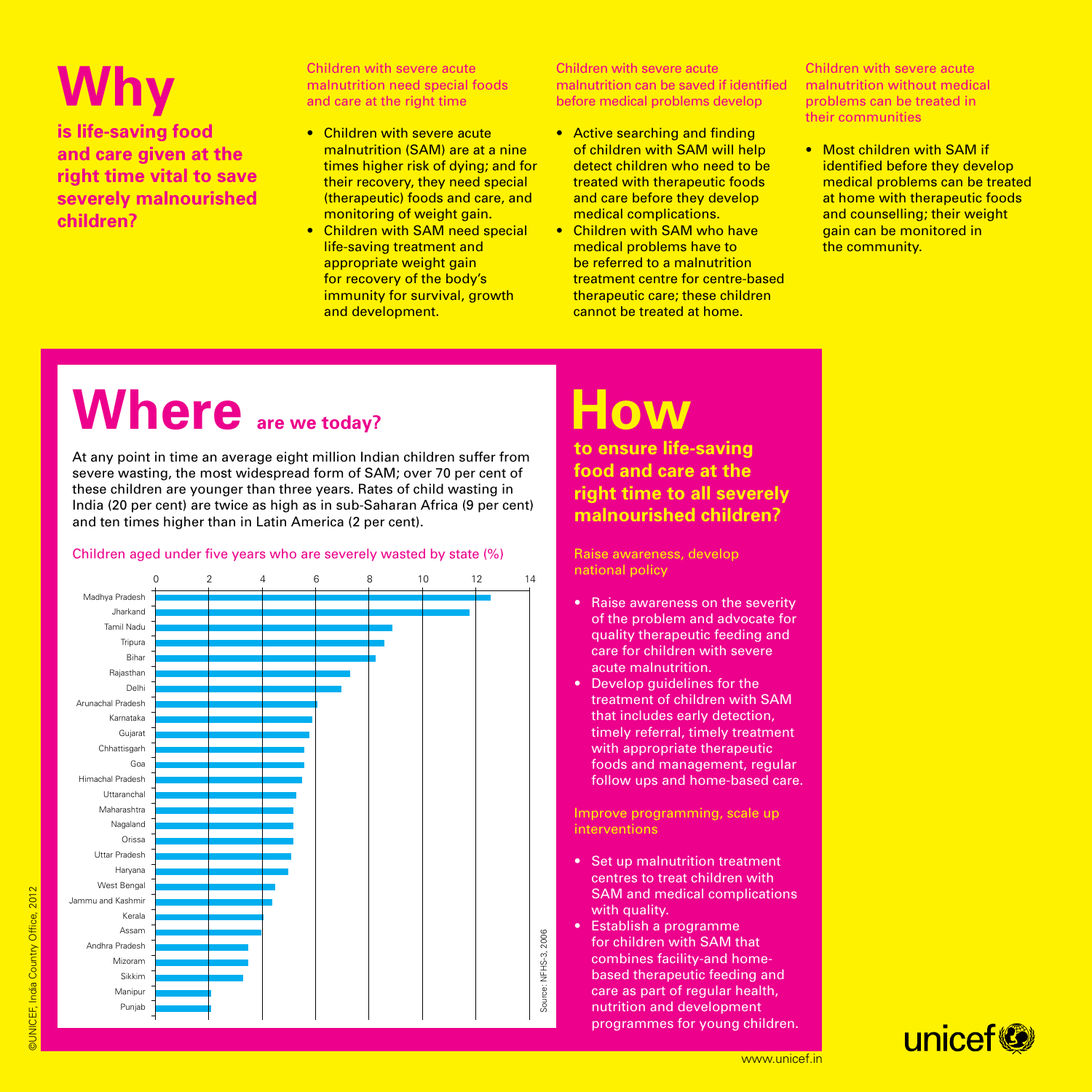# Why

## is life-saving food and care given at the right time vital to save severely malnourished children?

### Children with severe acute malnutrition need special foods and care at the right time

- Children with severe acute malnutrition (SAM) are at a nine times higher risk of dying; and for their recovery, they need special (therapeutic) foods and care, and monitoring of weight gain.
- Children with SAM need special life-saving treatment and appropriate weight gain for recovery of the body's immunity for survival, growth and development.

### Children with severe acute malnutrition can be saved if identified before medical problems develop

- Active searching and finding of children with SAM will help detect children who need to be treated with therapeutic foods and care before they develop medical complications.
- Children with SAM who have medical problems have to be referred to a malnutrition treatment centre for centre-based therapeutic care; these children cannot be treated at home.

### Children with severe acute malnutrition without medical problems can be treated in their communities

- Most children with SAM if identified before they develop medical problems can be treated at home with therapeutic foods and counselling; their weight gain can be monitored in the community.

# Where are we today?

At any point in time an average eight million Indian children suffer from severe wasting, the most widespread form of SAM; over 70 per cent of these children are younger than three years. Rates of child wasting in India (20 per cent) are twice as high as in sub-Saharan Africa (9 per cent) and ten times higher than in Latin America (2 per cent).

Children aged under five years who are severely wasted by state (%)

0 2 4 6 8 10 12 14

Madhya Pradesh
Jharkand
Tamil Nadu
Tripura
Bihar
Rajasthan
Delhi
Arunachal Pradesh
Karnataka
Gujarat
Chhattisgarh
Goa
Himachal Pradesh
Uttaranchal
Maharashtra
Nagaland
Orissa
Uttar Pradesh
Haryana
West Bengal
Jammu and Kashmir
Kerala
Assam
Andhra Pradesh
Mizoram
Sikkim
Manipur
Punjab

Source: NFHS-3, 2006

# How

## to ensure life-saving food and care at the right time to all severely malnourished children?

### Raise awareness, develop national policy

- Raise awareness on the severity of the problem and advocate for quality therapeutic feeding and care for children with severe acute malnutrition.
- Develop guidelines for the treatment of children with SAM that includes early detection, timely referral, timely treatment with appropriate therapeutic foods and management, regular follow ups and home-based care.

### Improve programming, scale up interventions

- Set up malnutrition treatment centres to treat children with SAM and medical complications with quality.
- Establish a programme for children with SAM that combines facility-and home-based therapeutic feeding and care as part of regular health, nutrition and development programmes for young children.

©UNICEF, India Country Office, 2012

unicef

www.unicef.in